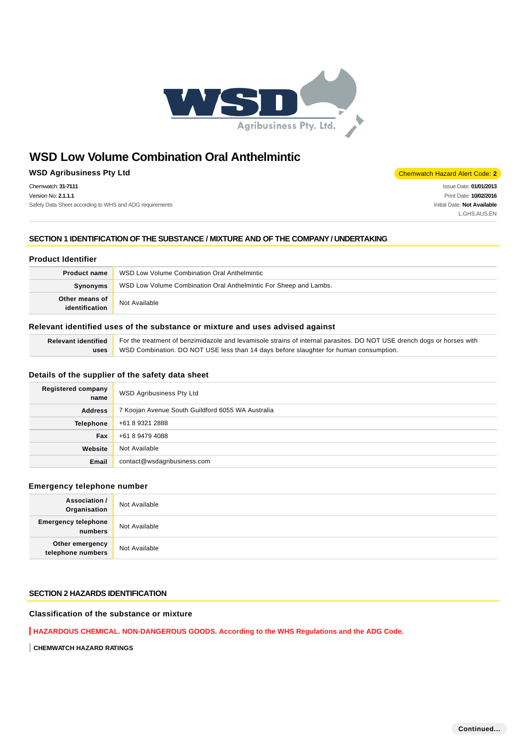# WSD Low Volume Combination Oral Anthelmintic

**WSD Agribusiness Pty Ltd**

Chemwatch Hazard Alert Code: **2**

Chemwatch: **31-7111**
Version No: **2.1.1.1**
Safety Data Sheet according to WHS and ADG requirements

Issue Date: **01/01/2013**
Print Date: **10/02/2016**
Initial Date: **Not Available**
L.GHS.AUS.EN

## SECTION 1 IDENTIFICATION OF THE SUBSTANCE / MIXTURE AND OF THE COMPANY / UNDERTAKING

### Product Identifier

| | |
|---|---|
| **Product name** | WSD Low Volume Combination Oral Anthelmintic |
| **Synonyms** | WSD Low Volume Combination Oral Anthelmintic For Sheep and Lambs. |
| **Other means of identification** | Not Available |

### Relevant identified uses of the substance or mixture and uses advised against

| | |
|---|---|
| **Relevant identified uses** | For the treatment of benzimidazole and levamisole strains of internal parasites. DO NOT USE drench dogs or horses with WSD Combination. DO NOT USE less than 14 days before slaughter for human consumption. |

### Details of the supplier of the safety data sheet

| | |
|---|---|
| **Registered company name** | WSD Agribusiness Pty Ltd |
| **Address** | 7 Koojan Avenue South Guildford 6055 WA Australia |
| **Telephone** | +61 8 9321 2888 |
| **Fax** | +61 8 9479 4088 |
| **Website** | Not Available |
| **Email** | contact@wsdagribusiness.com |

### Emergency telephone number

| | |
|---|---|
| **Association / Organisation** | Not Available |
| **Emergency telephone numbers** | Not Available |
| **Other emergency telephone numbers** | Not Available |

## SECTION 2 HAZARDS IDENTIFICATION

### Classification of the substance or mixture

**HAZARDOUS CHEMICAL. NON-DANGEROUS GOODS. According to the WHS Regulations and the ADG Code.**

**CHEMWATCH HAZARD RATINGS**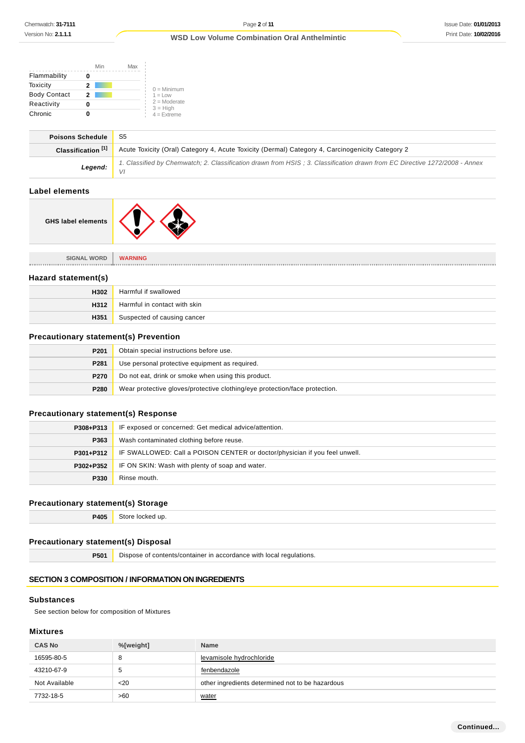|  | Min | Max |
|---|---|---|
| Flammability | 0 |  |
| Toxicity | 2 |  |
| Body Contact | 2 |  |
| Reactivity | 0 |  |
| Chronic | 0 |  |

0 = Minimum
1 = Low
2 = Moderate
3 = High
4 = Extreme

| | |
|---|---|
| **Poisons Schedule** | S5 |
| **Classification [1]** | Acute Toxicity (Oral) Category 4, Acute Toxicity (Dermal) Category 4, Carcinogenicity Category 2 |
| ***Legend:*** | *1. Classified by Chemwatch; 2. Classification drawn from HSIS ; 3. Classification drawn from EC Directive 1272/2008 - Annex VI* |

## Label elements

| | |
|---|---|
| **GHS label elements** | |

| | |
|---|---|
| SIGNAL WORD | WARNING |

## Hazard statement(s)

| | |
|---|---|
| **H302** | Harmful if swallowed |
| **H312** | Harmful in contact with skin |
| **H351** | Suspected of causing cancer |

## Precautionary statement(s) Prevention

| | |
|---|---|
| **P201** | Obtain special instructions before use. |
| **P281** | Use personal protective equipment as required. |
| **P270** | Do not eat, drink or smoke when using this product. |
| **P280** | Wear protective gloves/protective clothing/eye protection/face protection. |

## Precautionary statement(s) Response

| | |
|---|---|
| **P308+P313** | IF exposed or concerned: Get medical advice/attention. |
| **P363** | Wash contaminated clothing before reuse. |
| **P301+P312** | IF SWALLOWED: Call a POISON CENTER or doctor/physician if you feel unwell. |
| **P302+P352** | IF ON SKIN: Wash with plenty of soap and water. |
| **P330** | Rinse mouth. |

## Precautionary statement(s) Storage

| | |
|---|---|
| **P405** | Store locked up. |

## Precautionary statement(s) Disposal

| | |
|---|---|
| **P501** | Dispose of contents/container in accordance with local regulations. |

# SECTION 3 COMPOSITION / INFORMATION ON INGREDIENTS

## Substances

See section below for composition of Mixtures

## Mixtures

| CAS No | %[weight] | Name |
|---|---|---|
| 16595-80-5 | 8 | levamisole hydrochloride |
| 43210-67-9 | 5 | fenbendazole |
| Not Available | <20 | other ingredients determined not to be hazardous |
| 7732-18-5 | >60 | water |

**Continued...**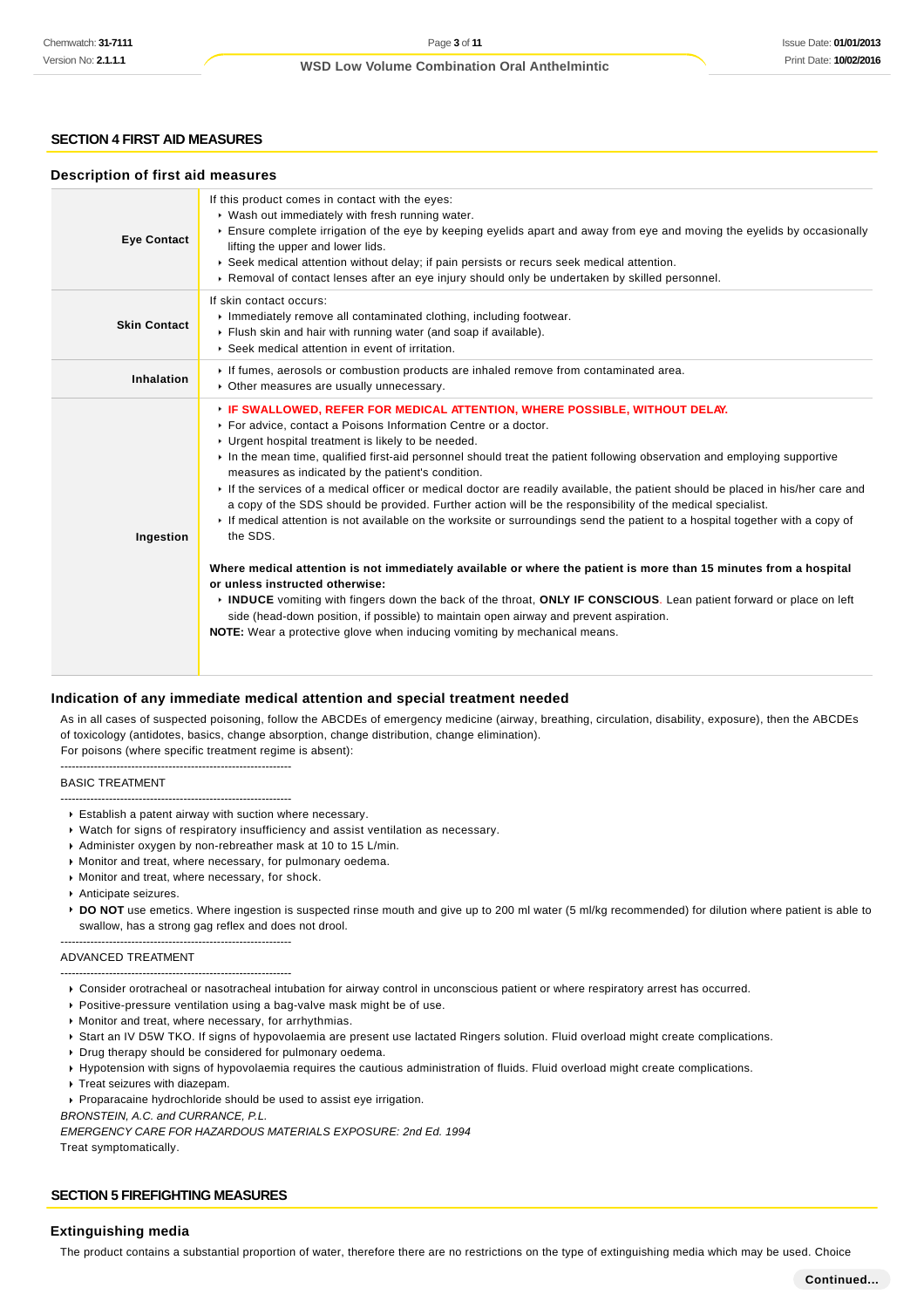## SECTION 4 FIRST AID MEASURES

### Description of first aid measures

| | |
|---|---|
| **Eye Contact** | If this product comes in contact with the eyes:<br>▸ Wash out immediately with fresh running water.<br>▸ Ensure complete irrigation of the eye by keeping eyelids apart and away from eye and moving the eyelids by occasionally lifting the upper and lower lids.<br>▸ Seek medical attention without delay; if pain persists or recurs seek medical attention.<br>▸ Removal of contact lenses after an eye injury should only be undertaken by skilled personnel. |
| **Skin Contact** | If skin contact occurs:<br>▸ Immediately remove all contaminated clothing, including footwear.<br>▸ Flush skin and hair with running water (and soap if available).<br>▸ Seek medical attention in event of irritation. |
| **Inhalation** | ▸ If fumes, aerosols or combustion products are inhaled remove from contaminated area.<br>▸ Other measures are usually unnecessary. |
| **Ingestion** | ▸ **IF SWALLOWED, REFER FOR MEDICAL ATTENTION, WHERE POSSIBLE, WITHOUT DELAY.**<br>▸ For advice, contact a Poisons Information Centre or a doctor.<br>▸ Urgent hospital treatment is likely to be needed.<br>▸ In the mean time, qualified first-aid personnel should treat the patient following observation and employing supportive measures as indicated by the patient's condition.<br>▸ If the services of a medical officer or medical doctor are readily available, the patient should be placed in his/her care and a copy of the SDS should be provided. Further action will be the responsibility of the medical specialist.<br>▸ If medical attention is not available on the worksite or surroundings send the patient to a hospital together with a copy of the SDS.<br><br>**Where medical attention is not immediately available or where the patient is more than 15 minutes from a hospital or unless instructed otherwise:**<br>▸ **INDUCE** vomiting with fingers down the back of the throat, **ONLY IF CONSCIOUS**. Lean patient forward or place on left side (head-down position, if possible) to maintain open airway and prevent aspiration.<br>**NOTE:** Wear a protective glove when inducing vomiting by mechanical means. |

### Indication of any immediate medical attention and special treatment needed

As in all cases of suspected poisoning, follow the ABCDEs of emergency medicine (airway, breathing, circulation, disability, exposure), then the ABCDEs of toxicology (antidotes, basics, change absorption, change distribution, change elimination).

For poisons (where specific treatment regime is absent):

--------------------------------------------------------------

BASIC TREATMENT

--------------------------------------------------------------

- Establish a patent airway with suction where necessary.
- Watch for signs of respiratory insufficiency and assist ventilation as necessary.
- Administer oxygen by non-rebreather mask at 10 to 15 L/min.
- Monitor and treat, where necessary, for pulmonary oedema.
- Monitor and treat, where necessary, for shock.
- Anticipate seizures.
- **DO NOT** use emetics. Where ingestion is suspected rinse mouth and give up to 200 ml water (5 ml/kg recommended) for dilution where patient is able to swallow, has a strong gag reflex and does not drool.

--------------------------------------------------------------

ADVANCED TREATMENT

--------------------------------------------------------------

- Consider orotracheal or nasotracheal intubation for airway control in unconscious patient or where respiratory arrest has occurred.
- Positive-pressure ventilation using a bag-valve mask might be of use.
- Monitor and treat, where necessary, for arrhythmias.
- Start an IV D5W TKO. If signs of hypovolaemia are present use lactated Ringers solution. Fluid overload might create complications.
- Drug therapy should be considered for pulmonary oedema.
- Hypotension with signs of hypovolaemia requires the cautious administration of fluids. Fluid overload might create complications.
- Treat seizures with diazepam.
- Proparacaine hydrochloride should be used to assist eye irrigation.

*BRONSTEIN, A.C. and CURRANCE, P.L.*

*EMERGENCY CARE FOR HAZARDOUS MATERIALS EXPOSURE: 2nd Ed. 1994*

Treat symptomatically.

## SECTION 5 FIREFIGHTING MEASURES

### Extinguishing media

The product contains a substantial proportion of water, therefore there are no restrictions on the type of extinguishing media which may be used. Choice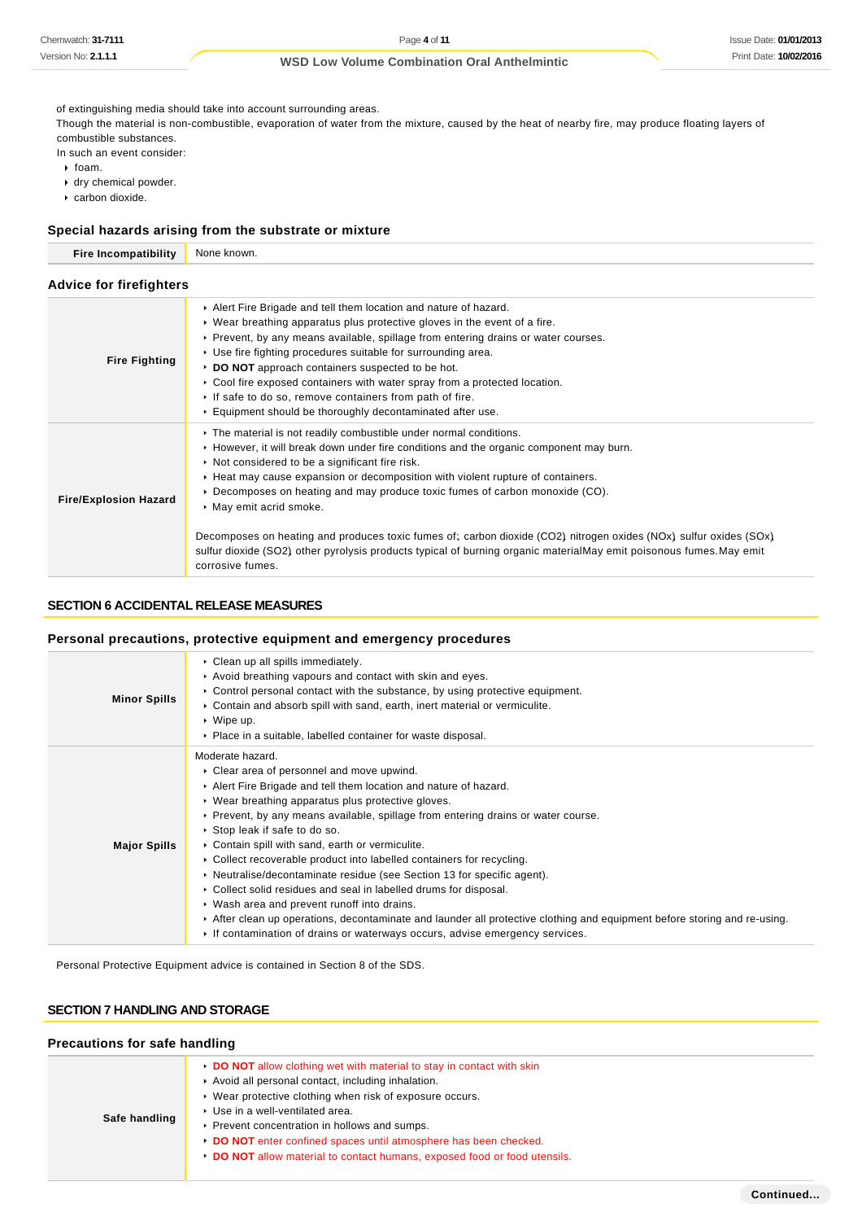of extinguishing media should take into account surrounding areas.
Though the material is non-combustible, evaporation of water from the mixture, caused by the heat of nearby fire, may produce floating layers of combustible substances.
In such an event consider:

- foam.
- dry chemical powder.
- carbon dioxide.

### Special hazards arising from the substrate or mixture

| | |
|---|---|
| **Fire Incompatibility** | None known. |

### Advice for firefighters

| | |
|---|---|
| **Fire Fighting** | ▸ Alert Fire Brigade and tell them location and nature of hazard.<br>▸ Wear breathing apparatus plus protective gloves in the event of a fire.<br>▸ Prevent, by any means available, spillage from entering drains or water courses.<br>▸ Use fire fighting procedures suitable for surrounding area.<br>▸ **DO NOT** approach containers suspected to be hot.<br>▸ Cool fire exposed containers with water spray from a protected location.<br>▸ If safe to do so, remove containers from path of fire.<br>▸ Equipment should be thoroughly decontaminated after use. |
| **Fire/Explosion Hazard** | ▸ The material is not readily combustible under normal conditions.<br>▸ However, it will break down under fire conditions and the organic component may burn.<br>▸ Not considered to be a significant fire risk.<br>▸ Heat may cause expansion or decomposition with violent rupture of containers.<br>▸ Decomposes on heating and may produce toxic fumes of carbon monoxide (CO).<br>▸ May emit acrid smoke.<br><br>Decomposes on heating and produces toxic fumes of; carbon dioxide ($CO_2$) nitrogen oxides ($NO_x$) sulfur oxides ($SO_x$) sulfur dioxide ($SO_2$) other pyrolysis products typical of burning organic materialMay emit poisonous fumes.May emit corrosive fumes. |

## SECTION 6 ACCIDENTAL RELEASE MEASURES

### Personal precautions, protective equipment and emergency procedures

| | |
|---|---|
| **Minor Spills** | ▸ Clean up all spills immediately.<br>▸ Avoid breathing vapours and contact with skin and eyes.<br>▸ Control personal contact with the substance, by using protective equipment.<br>▸ Contain and absorb spill with sand, earth, inert material or vermiculite.<br>▸ Wipe up.<br>▸ Place in a suitable, labelled container for waste disposal. |
| **Major Spills** | Moderate hazard.<br>▸ Clear area of personnel and move upwind.<br>▸ Alert Fire Brigade and tell them location and nature of hazard.<br>▸ Wear breathing apparatus plus protective gloves.<br>▸ Prevent, by any means available, spillage from entering drains or water course.<br>▸ Stop leak if safe to do so.<br>▸ Contain spill with sand, earth or vermiculite.<br>▸ Collect recoverable product into labelled containers for recycling.<br>▸ Neutralise/decontaminate residue (see Section 13 for specific agent).<br>▸ Collect solid residues and seal in labelled drums for disposal.<br>▸ Wash area and prevent runoff into drains.<br>▸ After clean up operations, decontaminate and launder all protective clothing and equipment before storing and re-using.<br>▸ If contamination of drains or waterways occurs, advise emergency services. |

Personal Protective Equipment advice is contained in Section 8 of the SDS.

## SECTION 7 HANDLING AND STORAGE

### Precautions for safe handling

| | |
|---|---|
| **Safe handling** | ▸ **DO NOT** allow clothing wet with material to stay in contact with skin<br>▸ Avoid all personal contact, including inhalation.<br>▸ Wear protective clothing when risk of exposure occurs.<br>▸ Use in a well-ventilated area.<br>▸ Prevent concentration in hollows and sumps.<br>▸ **DO NOT** enter confined spaces until atmosphere has been checked.<br>▸ **DO NOT** allow material to contact humans, exposed food or food utensils. |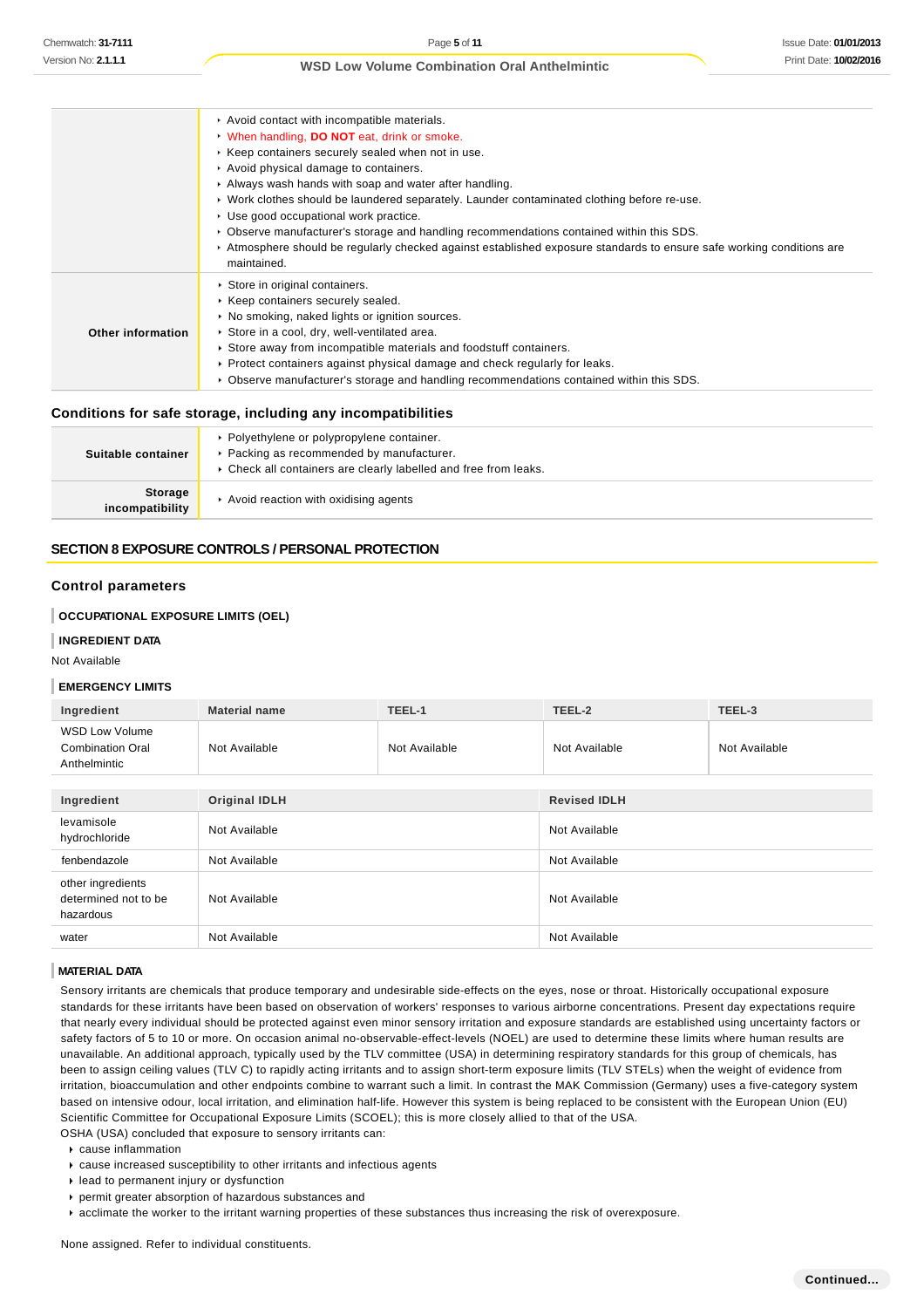| | |
|---|---|
| | ▸ Avoid contact with incompatible materials.<br>▸ When handling, **DO NOT** eat, drink or smoke.<br>▸ Keep containers securely sealed when not in use.<br>▸ Avoid physical damage to containers.<br>▸ Always wash hands with soap and water after handling.<br>▸ Work clothes should be laundered separately. Launder contaminated clothing before re-use.<br>▸ Use good occupational work practice.<br>▸ Observe manufacturer's storage and handling recommendations contained within this SDS.<br>▸ Atmosphere should be regularly checked against established exposure standards to ensure safe working conditions are maintained. |
| **Other information** | ▸ Store in original containers.<br>▸ Keep containers securely sealed.<br>▸ No smoking, naked lights or ignition sources.<br>▸ Store in a cool, dry, well-ventilated area.<br>▸ Store away from incompatible materials and foodstuff containers.<br>▸ Protect containers against physical damage and check regularly for leaks.<br>▸ Observe manufacturer's storage and handling recommendations contained within this SDS. |

## Conditions for safe storage, including any incompatibilities

| | |
|---|---|
| **Suitable container** | ▸ Polyethylene or polypropylene container.<br>▸ Packing as recommended by manufacturer.<br>▸ Check all containers are clearly labelled and free from leaks. |
| **Storage incompatibility** | ▸ Avoid reaction with oxidising agents |

## SECTION 8 EXPOSURE CONTROLS / PERSONAL PROTECTION

### Control parameters

**OCCUPATIONAL EXPOSURE LIMITS (OEL)**

**INGREDIENT DATA**

Not Available

**EMERGENCY LIMITS**

| Ingredient | Material name | TEEL-1 | TEEL-2 | TEEL-3 |
|---|---|---|---|---|
| WSD Low Volume Combination Oral Anthelmintic | Not Available | Not Available | Not Available | Not Available |

| Ingredient | Original IDLH | Revised IDLH |
|---|---|---|
| levamisole hydrochloride | Not Available | Not Available |
| fenbendazole | Not Available | Not Available |
| other ingredients determined not to be hazardous | Not Available | Not Available |
| water | Not Available | Not Available |

**MATERIAL DATA**

Sensory irritants are chemicals that produce temporary and undesirable side-effects on the eyes, nose or throat. Historically occupational exposure standards for these irritants have been based on observation of workers' responses to various airborne concentrations. Present day expectations require that nearly every individual should be protected against even minor sensory irritation and exposure standards are established using uncertainty factors or safety factors of 5 to 10 or more. On occasion animal no-observable-effect-levels (NOEL) are used to determine these limits where human results are unavailable. An additional approach, typically used by the TLV committee (USA) in determining respiratory standards for this group of chemicals, has been to assign ceiling values (TLV C) to rapidly acting irritants and to assign short-term exposure limits (TLV STELs) when the weight of evidence from irritation, bioaccumulation and other endpoints combine to warrant such a limit. In contrast the MAK Commission (Germany) uses a five-category system based on intensive odour, local irritation, and elimination half-life. However this system is being replaced to be consistent with the European Union (EU) Scientific Committee for Occupational Exposure Limits (SCOEL); this is more closely allied to that of the USA.
OSHA (USA) concluded that exposure to sensory irritants can:

- cause inflammation
- cause increased susceptibility to other irritants and infectious agents
- lead to permanent injury or dysfunction
- permit greater absorption of hazardous substances and
- acclimate the worker to the irritant warning properties of these substances thus increasing the risk of overexposure.

None assigned. Refer to individual constituents.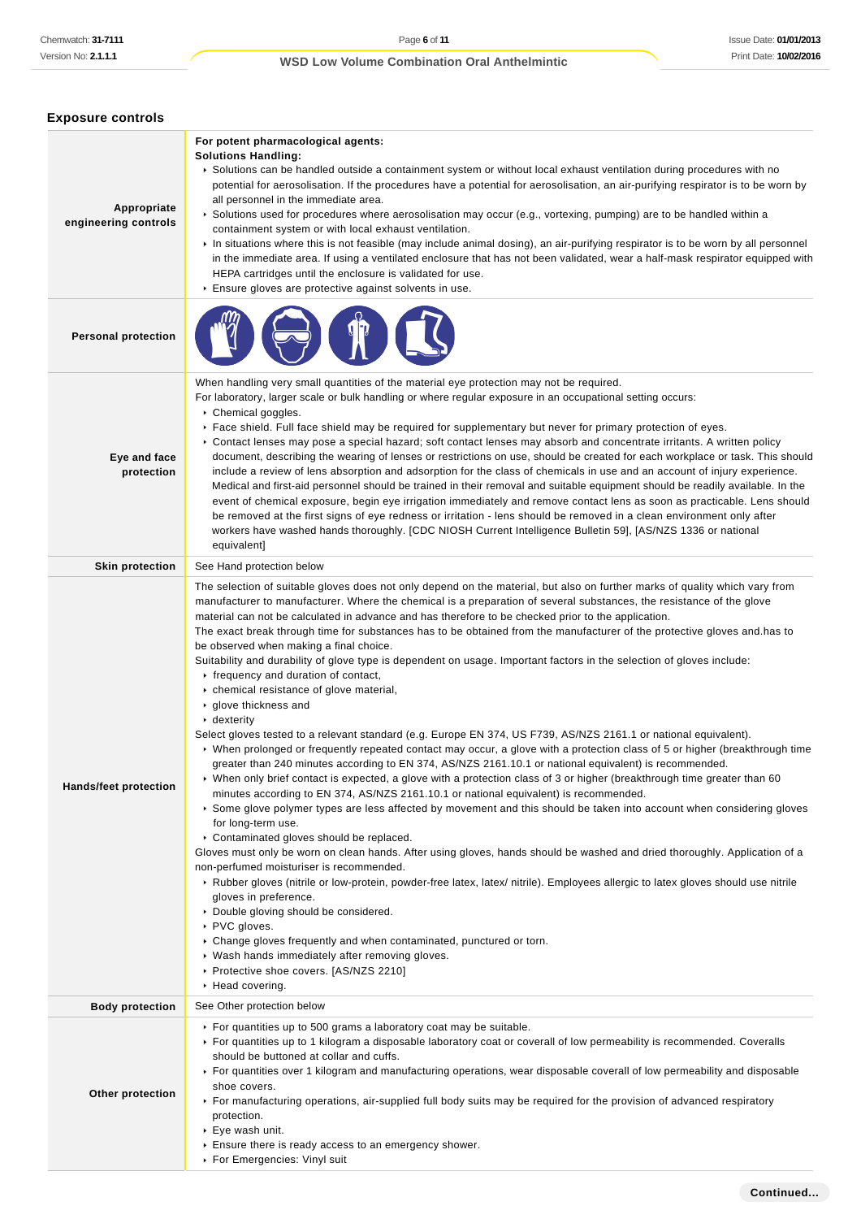## Exposure controls

| | |
|---|---|
| **Appropriate engineering controls** | **For potent pharmacological agents:**<br>**Solutions Handling:**<br>▸ Solutions can be handled outside a containment system or without local exhaust ventilation during procedures with no potential for aerosolisation. If the procedures have a potential for aerosolisation, an air-purifying respirator is to be worn by all personnel in the immediate area.<br>▸ Solutions used for procedures where aerosolisation may occur (e.g., vortexing, pumping) are to be handled within a containment system or with local exhaust ventilation.<br>▸ In situations where this is not feasible (may include animal dosing), an air-purifying respirator is to be worn by all personnel in the immediate area. If using a ventilated enclosure that has not been validated, wear a half-mask respirator equipped with HEPA cartridges until the enclosure is validated for use.<br>▸ Ensure gloves are protective against solvents in use. |
| **Personal protection** | |
| **Eye and face protection** | When handling very small quantities of the material eye protection may not be required.<br>For laboratory, larger scale or bulk handling or where regular exposure in an occupational setting occurs:<br>▸ Chemical goggles.<br>▸ Face shield. Full face shield may be required for supplementary but never for primary protection of eyes.<br>▸ Contact lenses may pose a special hazard; soft contact lenses may absorb and concentrate irritants. A written policy document, describing the wearing of lenses or restrictions on use, should be created for each workplace or task. This should include a review of lens absorption and adsorption for the class of chemicals in use and an account of injury experience. Medical and first-aid personnel should be trained in their removal and suitable equipment should be readily available. In the event of chemical exposure, begin eye irrigation immediately and remove contact lens as soon as practicable. Lens should be removed at the first signs of eye redness or irritation - lens should be removed in a clean environment only after workers have washed hands thoroughly. [CDC NIOSH Current Intelligence Bulletin 59], [AS/NZS 1336 or national equivalent] |
| **Skin protection** | See Hand protection below |
| **Hands/feet protection** | The selection of suitable gloves does not only depend on the material, but also on further marks of quality which vary from manufacturer to manufacturer. Where the chemical is a preparation of several substances, the resistance of the glove material can not be calculated in advance and has therefore to be checked prior to the application.<br>The exact break through time for substances has to be obtained from the manufacturer of the protective gloves and.has to be observed when making a final choice.<br>Suitability and durability of glove type is dependent on usage. Important factors in the selection of gloves include:<br>▸ frequency and duration of contact,<br>▸ chemical resistance of glove material,<br>▸ glove thickness and<br>▸ dexterity<br>Select gloves tested to a relevant standard (e.g. Europe EN 374, US F739, AS/NZS 2161.1 or national equivalent).<br>▸ When prolonged or frequently repeated contact may occur, a glove with a protection class of 5 or higher (breakthrough time greater than 240 minutes according to EN 374, AS/NZS 2161.10.1 or national equivalent) is recommended.<br>▸ When only brief contact is expected, a glove with a protection class of 3 or higher (breakthrough time greater than 60 minutes according to EN 374, AS/NZS 2161.10.1 or national equivalent) is recommended.<br>▸ Some glove polymer types are less affected by movement and this should be taken into account when considering gloves for long-term use.<br>▸ Contaminated gloves should be replaced.<br>Gloves must only be worn on clean hands. After using gloves, hands should be washed and dried thoroughly. Application of a non-perfumed moisturiser is recommended.<br>▸ Rubber gloves (nitrile or low-protein, powder-free latex, latex/ nitrile). Employees allergic to latex gloves should use nitrile gloves in preference.<br>▸ Double gloving should be considered.<br>▸ PVC gloves.<br>▸ Change gloves frequently and when contaminated, punctured or torn.<br>▸ Wash hands immediately after removing gloves.<br>▸ Protective shoe covers. [AS/NZS 2210]<br>▸ Head covering. |
| **Body protection** | See Other protection below |
| **Other protection** | ▸ For quantities up to 500 grams a laboratory coat may be suitable.<br>▸ For quantities up to 1 kilogram a disposable laboratory coat or coverall of low permeability is recommended. Coveralls should be buttoned at collar and cuffs.<br>▸ For quantities over 1 kilogram and manufacturing operations, wear disposable coverall of low permeability and disposable shoe covers.<br>▸ For manufacturing operations, air-supplied full body suits may be required for the provision of advanced respiratory protection.<br>▸ Eye wash unit.<br>▸ Ensure there is ready access to an emergency shower.<br>▸ For Emergencies: Vinyl suit |

**Continued...**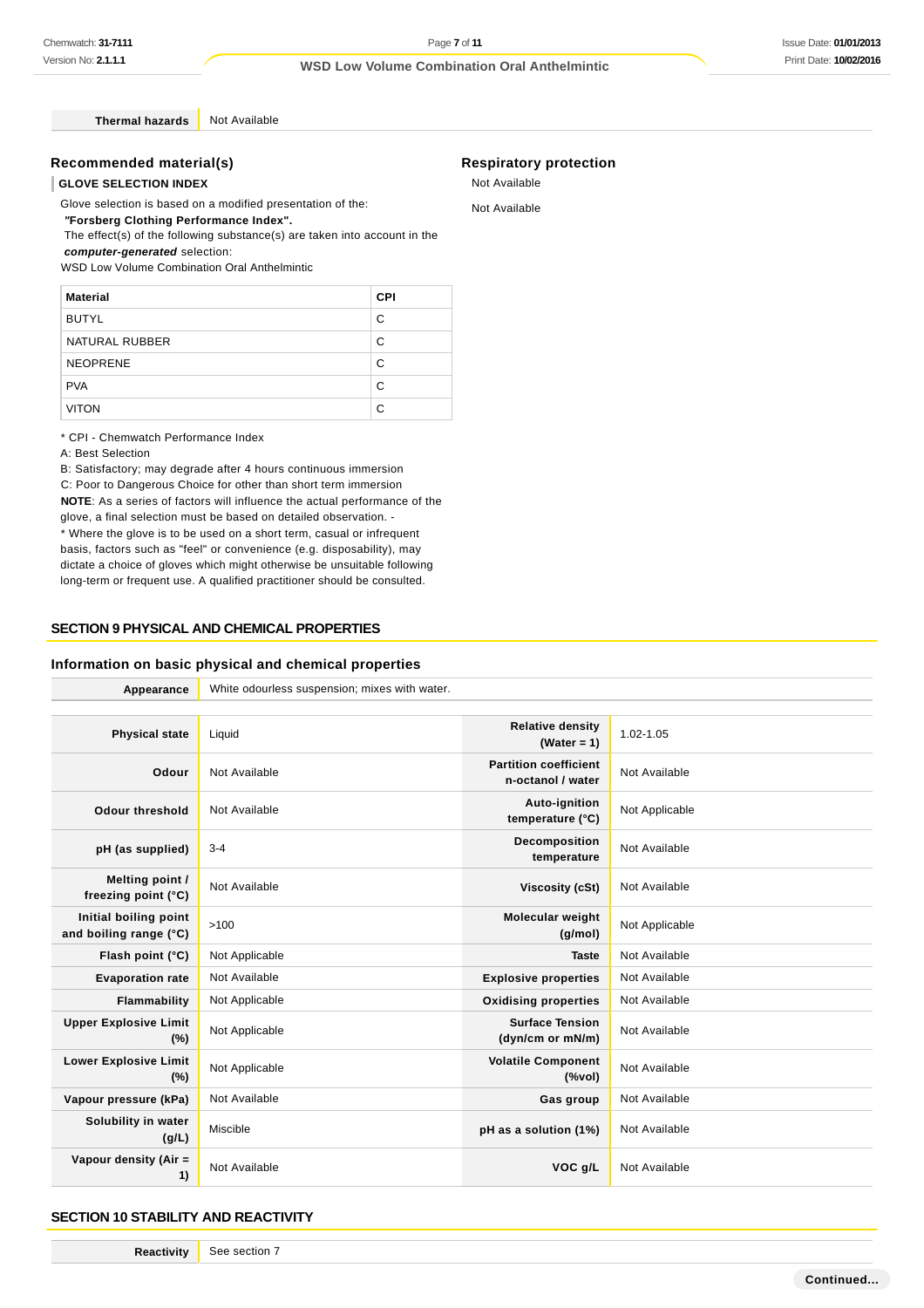| Thermal hazards | Not Available |
|---|---|

### Recommended material(s)

**GLOVE SELECTION INDEX**

Glove selection is based on a modified presentation of the:
***"Forsberg Clothing Performance Index".***
The effect(s) of the following substance(s) are taken into account in the ***computer-generated*** selection:
WSD Low Volume Combination Oral Anthelmintic

| Material | CPI |
|---|---|
| BUTYL | C |
| NATURAL RUBBER | C |
| NEOPRENE | C |
| PVA | C |
| VITON | C |

* CPI - Chemwatch Performance Index
A: Best Selection
B: Satisfactory; may degrade after 4 hours continuous immersion
C: Poor to Dangerous Choice for other than short term immersion
**NOTE**: As a series of factors will influence the actual performance of the glove, a final selection must be based on detailed observation. -
* Where the glove is to be used on a short term, casual or infrequent basis, factors such as "feel" or convenience (e.g. disposability), may dictate a choice of gloves which might otherwise be unsuitable following long-term or frequent use. A qualified practitioner should be consulted.

### Respiratory protection

Not Available

Not Available

## SECTION 9 PHYSICAL AND CHEMICAL PROPERTIES

### Information on basic physical and chemical properties

| Appearance | White odourless suspension; mixes with water. |
|---|---|

| Property | Value | Property | Value |
|---|---|---|---|
| Physical state | Liquid | Relative density (Water = 1) | 1.02-1.05 |
| Odour | Not Available | Partition coefficient n-octanol / water | Not Available |
| Odour threshold | Not Available | Auto-ignition temperature (°C) | Not Applicable |
| pH (as supplied) | 3-4 | Decomposition temperature | Not Available |
| Melting point / freezing point (°C) | Not Available | Viscosity (cSt) | Not Available |
| Initial boiling point and boiling range (°C) | >100 | Molecular weight (g/mol) | Not Applicable |
| Flash point (°C) | Not Applicable | Taste | Not Available |
| Evaporation rate | Not Available | Explosive properties | Not Available |
| Flammability | Not Applicable | Oxidising properties | Not Available |
| Upper Explosive Limit (%) | Not Applicable | Surface Tension (dyn/cm or mN/m) | Not Available |
| Lower Explosive Limit (%) | Not Applicable | Volatile Component (%vol) | Not Available |
| Vapour pressure (kPa) | Not Available | Gas group | Not Available |
| Solubility in water (g/L) | Miscible | pH as a solution (1%) | Not Available |
| Vapour density (Air = 1) | Not Available | VOC g/L | Not Available |

## SECTION 10 STABILITY AND REACTIVITY

| Reactivity | See section 7 |
|---|---|

Continued...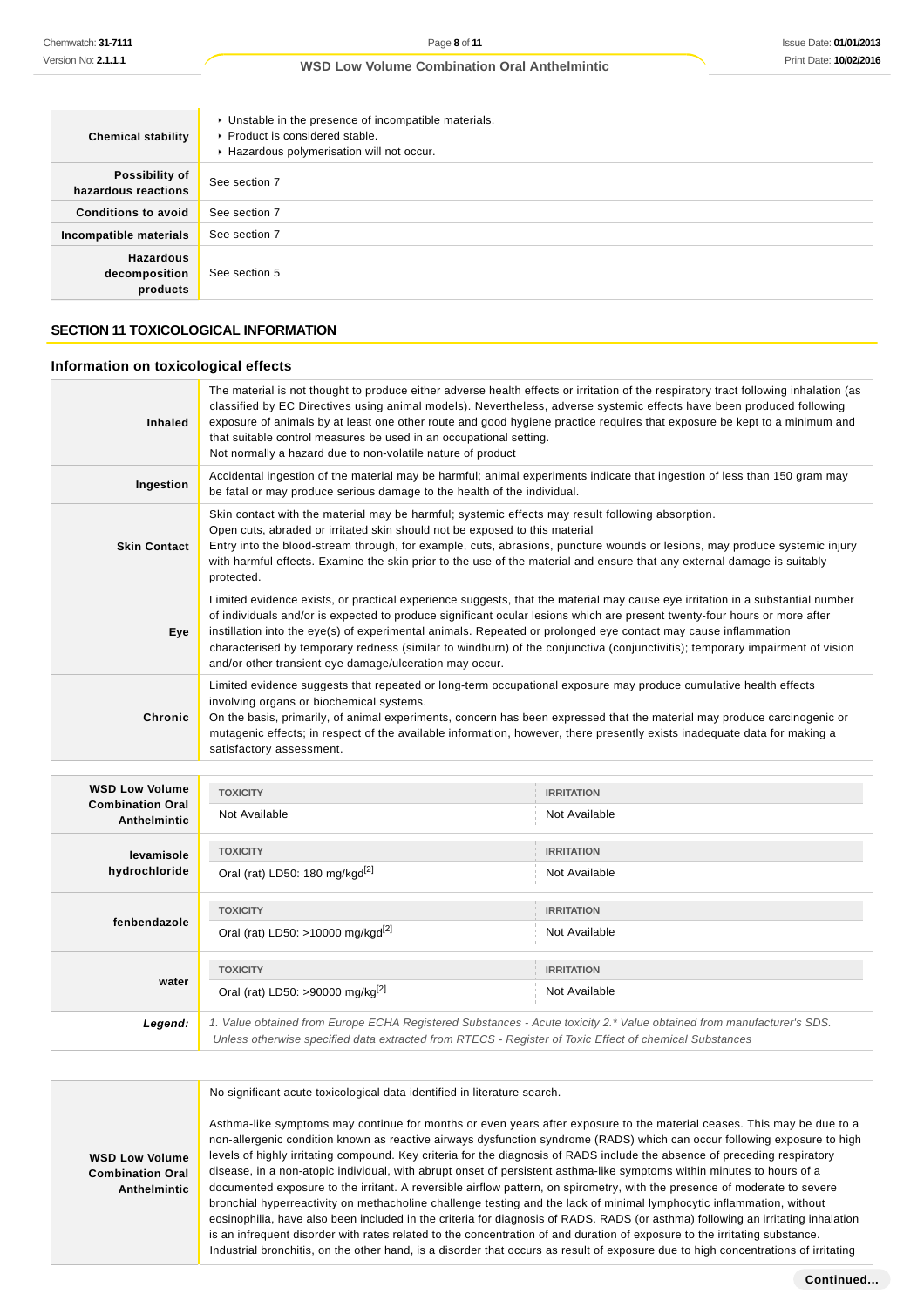| | |
|---|---|
| **Chemical stability** | - Unstable in the presence of incompatible materials.<br>- Product is considered stable.<br>- Hazardous polymerisation will not occur. |
| **Possibility of hazardous reactions** | See section 7 |
| **Conditions to avoid** | See section 7 |
| **Incompatible materials** | See section 7 |
| **Hazardous decomposition products** | See section 5 |

## SECTION 11 TOXICOLOGICAL INFORMATION

### Information on toxicological effects

| | |
|---|---|
| **Inhaled** | The material is not thought to produce either adverse health effects or irritation of the respiratory tract following inhalation (as classified by EC Directives using animal models). Nevertheless, adverse systemic effects have been produced following exposure of animals by at least one other route and good hygiene practice requires that exposure be kept to a minimum and that suitable control measures be used in an occupational setting.<br>Not normally a hazard due to non-volatile nature of product |
| **Ingestion** | Accidental ingestion of the material may be harmful; animal experiments indicate that ingestion of less than 150 gram may be fatal or may produce serious damage to the health of the individual. |
| **Skin Contact** | Skin contact with the material may be harmful; systemic effects may result following absorption.<br>Open cuts, abraded or irritated skin should not be exposed to this material<br>Entry into the blood-stream through, for example, cuts, abrasions, puncture wounds or lesions, may produce systemic injury with harmful effects. Examine the skin prior to the use of the material and ensure that any external damage is suitably protected. |
| **Eye** | Limited evidence exists, or practical experience suggests, that the material may cause eye irritation in a substantial number of individuals and/or is expected to produce significant ocular lesions which are present twenty-four hours or more after instillation into the eye(s) of experimental animals. Repeated or prolonged eye contact may cause inflammation characterised by temporary redness (similar to windburn) of the conjunctiva (conjunctivitis); temporary impairment of vision and/or other transient eye damage/ulceration may occur. |
| **Chronic** | Limited evidence suggests that repeated or long-term occupational exposure may produce cumulative health effects involving organs or biochemical systems.<br>On the basis, primarily, of animal experiments, concern has been expressed that the material may produce carcinogenic or mutagenic effects; in respect of the available information, however, there presently exists inadequate data for making a satisfactory assessment. |

| | TOXICITY | IRRITATION |
|---|---|---|
| **WSD Low Volume Combination Oral Anthelmintic** | Not Available | Not Available |
| **levamisole hydrochloride** | Oral (rat) LD50: 180 mg/kgd[2] | Not Available |
| **fenbendazole** | Oral (rat) LD50: >10000 mg/kgd[2] | Not Available |
| **water** | Oral (rat) LD50: >90000 mg/kg[2] | Not Available |
| ***Legend:*** | *1. Value obtained from Europe ECHA Registered Substances - Acute toxicity 2.\* Value obtained from manufacturer's SDS. Unless otherwise specified data extracted from RTECS - Register of Toxic Effect of chemical Substances* | |

| | |
|---|---|
| **WSD Low Volume Combination Oral Anthelmintic** | No significant acute toxicological data identified in literature search.<br><br>Asthma-like symptoms may continue for months or even years after exposure to the material ceases. This may be due to a non-allergenic condition known as reactive airways dysfunction syndrome (RADS) which can occur following exposure to high levels of highly irritating compound. Key criteria for the diagnosis of RADS include the absence of preceding respiratory disease, in a non-atopic individual, with abrupt onset of persistent asthma-like symptoms within minutes to hours of a documented exposure to the irritant. A reversible airflow pattern, on spirometry, with the presence of moderate to severe bronchial hyperreactivity on methacholine challenge testing and the lack of minimal lymphocytic inflammation, without eosinophilia, have also been included in the criteria for diagnosis of RADS. RADS (or asthma) following an irritating inhalation is an infrequent disorder with rates related to the concentration of and duration of exposure to the irritating substance. Industrial bronchitis, on the other hand, is a disorder that occurs as result of exposure due to high concentrations of irritating |

**Continued...**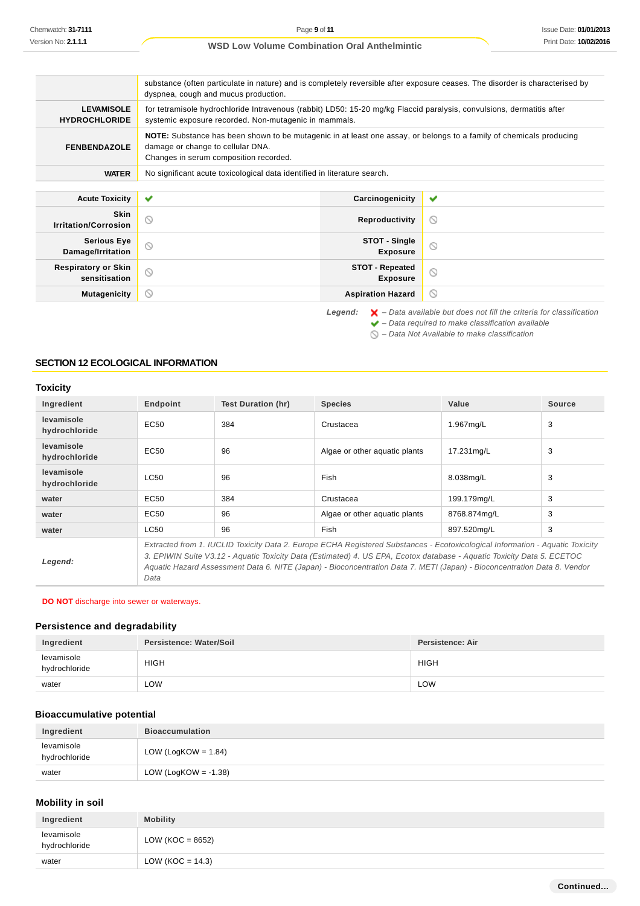| | |
|---|---|
| | substance (often particulate in nature) and is completely reversible after exposure ceases. The disorder is characterised by dyspnea, cough and mucus production. |
| **LEVAMISOLE HYDROCHLORIDE** | for tetramisole hydrochloride Intravenous (rabbit) LD50: 15-20 mg/kg Flaccid paralysis, convulsions, dermatitis after systemic exposure recorded. Non-mutagenic in mammals. |
| **FENBENDAZOLE** | **NOTE:** Substance has been shown to be mutagenic in at least one assay, or belongs to a family of chemicals producing damage or change to cellular DNA.<br>Changes in serum composition recorded. |
| **WATER** | No significant acute toxicological data identified in literature search. |

| | | | |
|---|---|---|---|
| **Acute Toxicity** | ✔ | **Carcinogenicity** | ✔ |
| **Skin Irritation/Corrosion** | ⦸ | **Reproductivity** | ⦸ |
| **Serious Eye Damage/Irritation** | ⦸ | **STOT - Single Exposure** | ⦸ |
| **Respiratory or Skin sensitisation** | ⦸ | **STOT - Repeated Exposure** | ⦸ |
| **Mutagenicity** | ⦸ | **Aspiration Hazard** | ⦸ |

***Legend:***
- ✘ *– Data available but does not fill the criteria for classification*
- ✔ *– Data required to make classification available*
- ⦸ *– Data Not Available to make classification*

## SECTION 12 ECOLOGICAL INFORMATION

### Toxicity

| Ingredient | Endpoint | Test Duration (hr) | Species | Value | Source |
|---|---|---|---|---|---|
| **levamisole hydrochloride** | EC50 | 384 | Crustacea | 1.967mg/L | 3 |
| **levamisole hydrochloride** | EC50 | 96 | Algae or other aquatic plants | 17.231mg/L | 3 |
| **levamisole hydrochloride** | LC50 | 96 | Fish | 8.038mg/L | 3 |
| **water** | EC50 | 384 | Crustacea | 199.179mg/L | 3 |
| **water** | EC50 | 96 | Algae or other aquatic plants | 8768.874mg/L | 3 |
| **water** | LC50 | 96 | Fish | 897.520mg/L | 3 |
| ***Legend:*** | *Extracted from 1. IUCLID Toxicity Data 2. Europe ECHA Registered Substances - Ecotoxicological Information - Aquatic Toxicity 3. EPIWIN Suite V3.12 - Aquatic Toxicity Data (Estimated) 4. US EPA, Ecotox database - Aquatic Toxicity Data 5. ECETOC Aquatic Hazard Assessment Data 6. NITE (Japan) - Bioconcentration Data 7. METI (Japan) - Bioconcentration Data 8. Vendor Data* | | | | |

**DO NOT** discharge into sewer or waterways.

### Persistence and degradability

| Ingredient | Persistence: Water/Soil | Persistence: Air |
|---|---|---|
| levamisole hydrochloride | HIGH | HIGH |
| water | LOW | LOW |

### Bioaccumulative potential

| Ingredient | Bioaccumulation |
|---|---|
| levamisole hydrochloride | LOW (LogKOW = 1.84) |
| water | LOW (LogKOW = -1.38) |

### Mobility in soil

| Ingredient | Mobility |
|---|---|
| levamisole hydrochloride | LOW (KOC = 8652) |
| water | LOW (KOC = 14.3) |

**Continued...**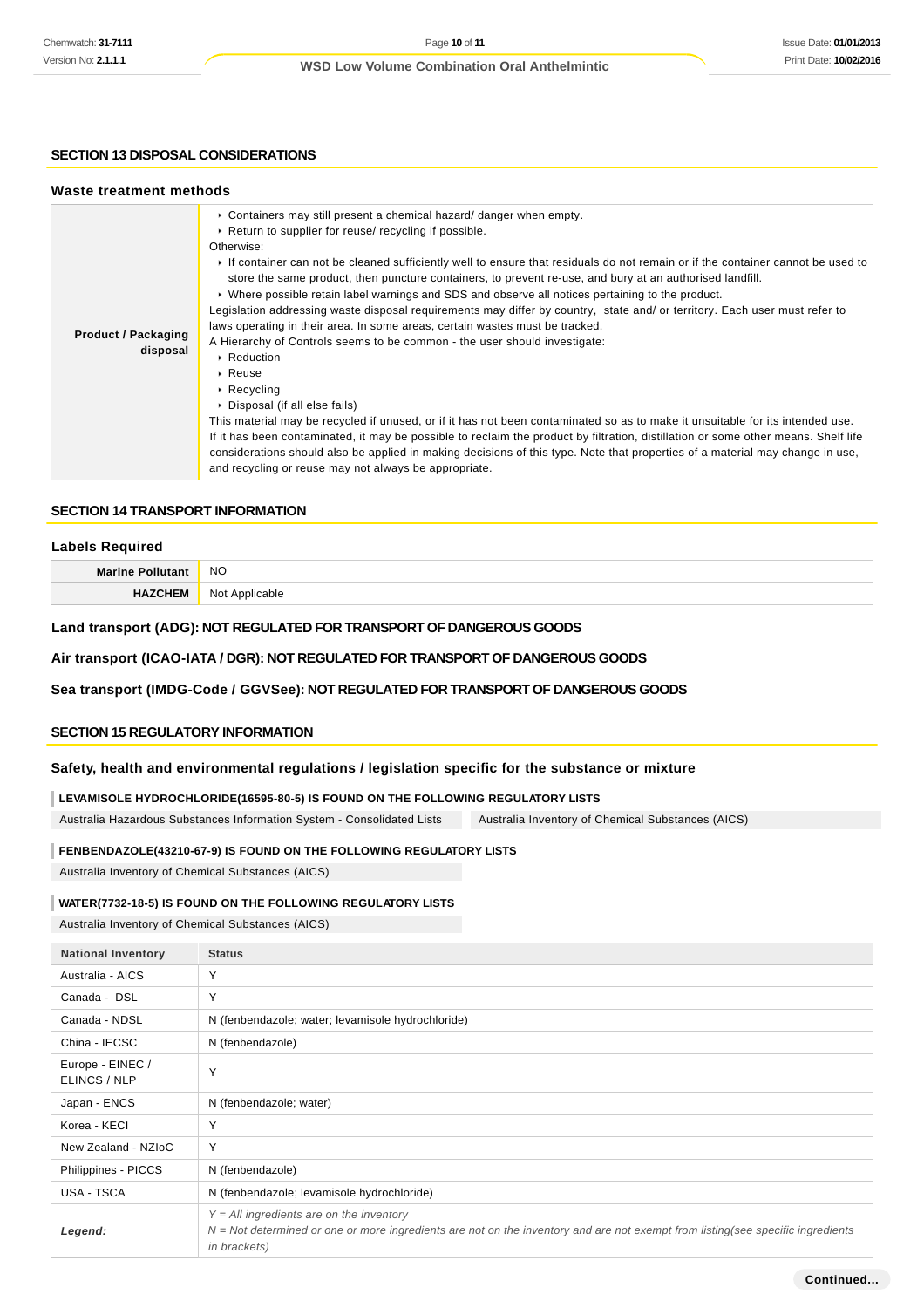## SECTION 13 DISPOSAL CONSIDERATIONS

### Waste treatment methods

| | |
|---|---|
| **Product / Packaging disposal** | ▸ Containers may still present a chemical hazard/ danger when empty.<br>▸ Return to supplier for reuse/ recycling if possible.<br>Otherwise:<br>▸ If container can not be cleaned sufficiently well to ensure that residuals do not remain or if the container cannot be used to store the same product, then puncture containers, to prevent re-use, and bury at an authorised landfill.<br>▸ Where possible retain label warnings and SDS and observe all notices pertaining to the product.<br>Legislation addressing waste disposal requirements may differ by country, state and/ or territory. Each user must refer to laws operating in their area. In some areas, certain wastes must be tracked.<br>A Hierarchy of Controls seems to be common - the user should investigate:<br>▸ Reduction<br>▸ Reuse<br>▸ Recycling<br>▸ Disposal (if all else fails)<br>This material may be recycled if unused, or if it has not been contaminated so as to make it unsuitable for its intended use. If it has been contaminated, it may be possible to reclaim the product by filtration, distillation or some other means. Shelf life considerations should also be applied in making decisions of this type. Note that properties of a material may change in use, and recycling or reuse may not always be appropriate. |

## SECTION 14 TRANSPORT INFORMATION

### Labels Required

| | |
|---|---|
| **Marine Pollutant** | NO |
| **HAZCHEM** | Not Applicable |

**Land transport (ADG): NOT REGULATED FOR TRANSPORT OF DANGEROUS GOODS**

**Air transport (ICAO-IATA / DGR): NOT REGULATED FOR TRANSPORT OF DANGEROUS GOODS**

**Sea transport (IMDG-Code / GGVSee): NOT REGULATED FOR TRANSPORT OF DANGEROUS GOODS**

## SECTION 15 REGULATORY INFORMATION

### Safety, health and environmental regulations / legislation specific for the substance or mixture

**LEVAMISOLE HYDROCHLORIDE(16595-80-5) IS FOUND ON THE FOLLOWING REGULATORY LISTS**

Australia Hazardous Substances Information System - Consolidated Lists

Australia Inventory of Chemical Substances (AICS)

**FENBENDAZOLE(43210-67-9) IS FOUND ON THE FOLLOWING REGULATORY LISTS**

Australia Inventory of Chemical Substances (AICS)

**WATER(7732-18-5) IS FOUND ON THE FOLLOWING REGULATORY LISTS**

Australia Inventory of Chemical Substances (AICS)

| National Inventory | Status |
|---|---|
| Australia - AICS | Y |
| Canada - DSL | Y |
| Canada - NDSL | N (fenbendazole; water; levamisole hydrochloride) |
| China - IECSC | N (fenbendazole) |
| Europe - EINEC / ELINCS / NLP | Y |
| Japan - ENCS | N (fenbendazole; water) |
| Korea - KECI | Y |
| New Zealand - NZIoC | Y |
| Philippines - PICCS | N (fenbendazole) |
| USA - TSCA | N (fenbendazole; levamisole hydrochloride) |
| ***Legend:*** | *Y = All ingredients are on the inventory*<br>*N = Not determined or one or more ingredients are not on the inventory and are not exempt from listing(see specific ingredients in brackets)* |

**Continued...**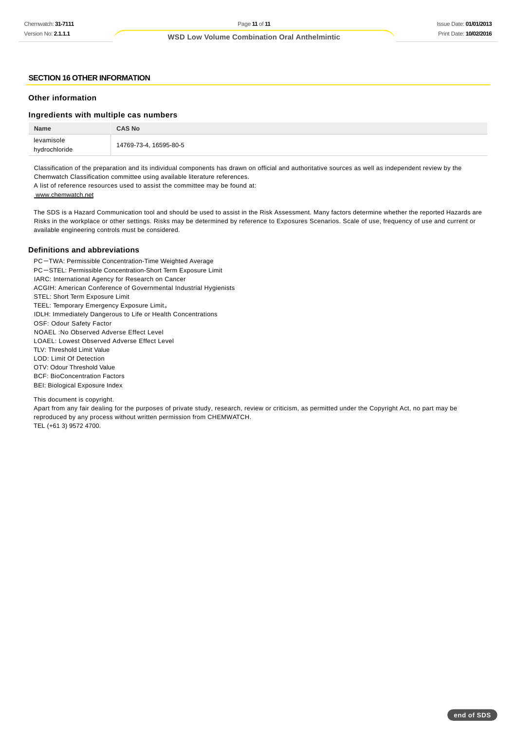## SECTION 16 OTHER INFORMATION

### Other information

### Ingredients with multiple cas numbers

| Name | CAS No |
|---|---|
| levamisole hydrochloride | 14769-73-4, 16595-80-5 |

Classification of the preparation and its individual components has drawn on official and authoritative sources as well as independent review by the Chemwatch Classification committee using available literature references.
A list of reference resources used to assist the committee may be found at:
www.chemwatch.net

The SDS is a Hazard Communication tool and should be used to assist in the Risk Assessment. Many factors determine whether the reported Hazards are Risks in the workplace or other settings. Risks may be determined by reference to Exposures Scenarios. Scale of use, frequency of use and current or available engineering controls must be considered.

### Definitions and abbreviations

PC－TWA: Permissible Concentration-Time Weighted Average
PC－STEL: Permissible Concentration-Short Term Exposure Limit
IARC: International Agency for Research on Cancer
ACGIH: American Conference of Governmental Industrial Hygienists
STEL: Short Term Exposure Limit
TEEL: Temporary Emergency Exposure Limit。
IDLH: Immediately Dangerous to Life or Health Concentrations
OSF: Odour Safety Factor
NOAEL :No Observed Adverse Effect Level
LOAEL: Lowest Observed Adverse Effect Level
TLV: Threshold Limit Value
LOD: Limit Of Detection
OTV: Odour Threshold Value
BCF: BioConcentration Factors
BEI: Biological Exposure Index

This document is copyright.
Apart from any fair dealing for the purposes of private study, research, review or criticism, as permitted under the Copyright Act, no part may be reproduced by any process without written permission from CHEMWATCH.
TEL (+61 3) 9572 4700.

**end of SDS**